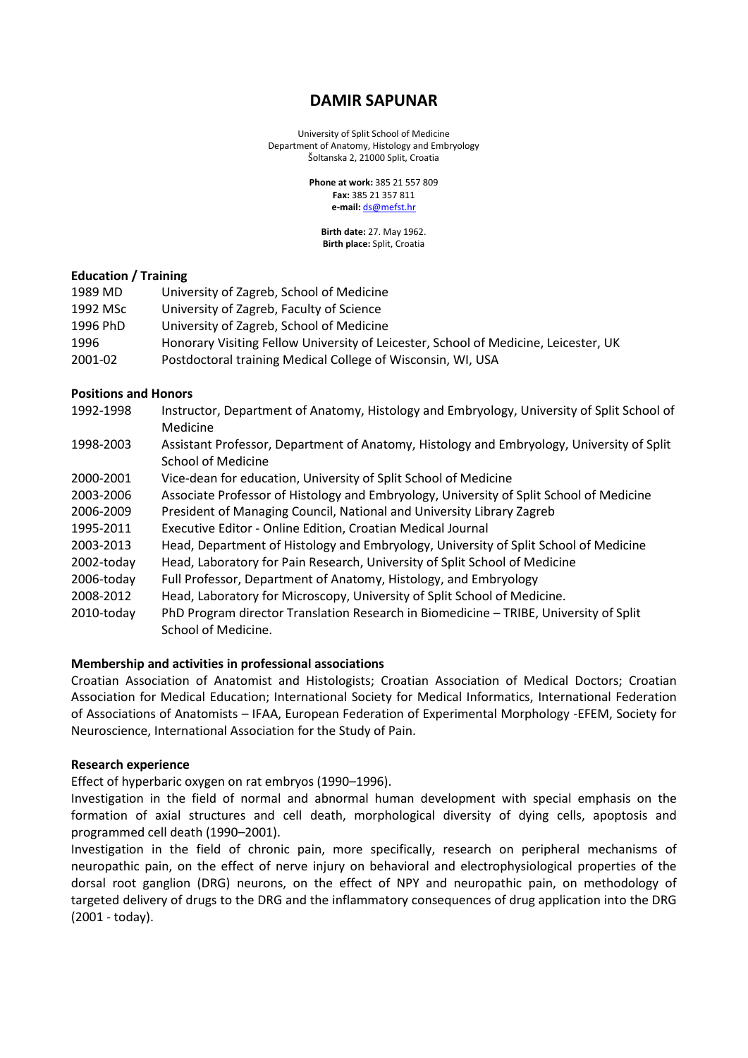# DAMIR SAPUNAR

University of Split School of Medicine
Department of Anatomy, Histology and Embryology
Šoltanska 2, 21000 Split, Croatia

**Phone at work:** 385 21 557 809
**Fax:** 385 21 357 811
**e-mail:** ds@mefst.hr

**Birth date:** 27. May 1962.
**Birth place:** Split, Croatia

## Education / Training

| | |
|---|---|
| 1989 MD | University of Zagreb, School of Medicine |
| 1992 MSc | University of Zagreb, Faculty of Science |
| 1996 PhD | University of Zagreb, School of Medicine |
| 1996 | Honorary Visiting Fellow University of Leicester, School of Medicine, Leicester, UK |
| 2001-02 | Postdoctoral training Medical College of Wisconsin, WI, USA |

## Positions and Honors

| | |
|---|---|
| 1992-1998 | Instructor, Department of Anatomy, Histology and Embryology, University of Split School of Medicine |
| 1998-2003 | Assistant Professor, Department of Anatomy, Histology and Embryology, University of Split School of Medicine |
| 2000-2001 | Vice-dean for education, University of Split School of Medicine |
| 2003-2006 | Associate Professor of Histology and Embryology, University of Split School of Medicine |
| 2006-2009 | President of Managing Council, National and University Library Zagreb |
| 1995-2011 | Executive Editor - Online Edition, Croatian Medical Journal |
| 2003-2013 | Head, Department of Histology and Embryology, University of Split School of Medicine |
| 2002-today | Head, Laboratory for Pain Research, University of Split School of Medicine |
| 2006-today | Full Professor, Department of Anatomy, Histology, and Embryology |
| 2008-2012 | Head, Laboratory for Microscopy, University of Split School of Medicine. |
| 2010-today | PhD Program director Translation Research in Biomedicine – TRIBE, University of Split School of Medicine. |

## Membership and activities in professional associations

Croatian Association of Anatomist and Histologists; Croatian Association of Medical Doctors; Croatian Association for Medical Education; International Society for Medical Informatics, International Federation of Associations of Anatomists – IFAA, European Federation of Experimental Morphology -EFEM, Society for Neuroscience, International Association for the Study of Pain.

## Research experience

Effect of hyperbaric oxygen on rat embryos (1990–1996).

Investigation in the field of normal and abnormal human development with special emphasis on the formation of axial structures and cell death, morphological diversity of dying cells, apoptosis and programmed cell death (1990–2001).

Investigation in the field of chronic pain, more specifically, research on peripheral mechanisms of neuropathic pain, on the effect of nerve injury on behavioral and electrophysiological properties of the dorsal root ganglion (DRG) neurons, on the effect of NPY and neuropathic pain, on methodology of targeted delivery of drugs to the DRG and the inflammatory consequences of drug application into the DRG (2001 - today).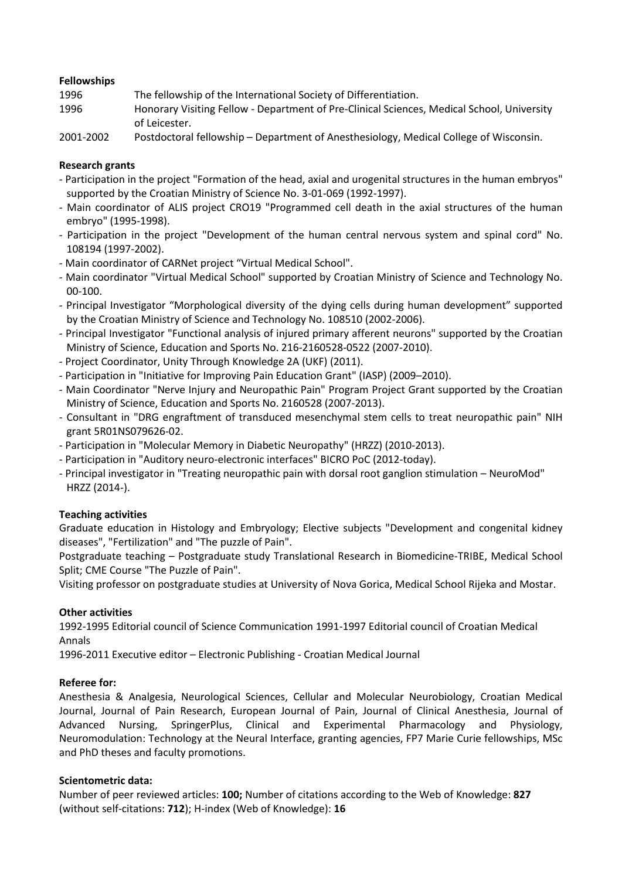**Fellowships**

| | |
|---|---|
| 1996 | The fellowship of the International Society of Differentiation. |
| 1996 | Honorary Visiting Fellow - Department of Pre-Clinical Sciences, Medical School, University of Leicester. |
| 2001-2002 | Postdoctoral fellowship – Department of Anesthesiology, Medical College of Wisconsin. |

**Research grants**

- Participation in the project "Formation of the head, axial and urogenital structures in the human embryos" supported by the Croatian Ministry of Science No. 3-01-069 (1992-1997).
- Main coordinator of ALIS project CRO19 "Programmed cell death in the axial structures of the human embryo" (1995-1998).
- Participation in the project "Development of the human central nervous system and spinal cord" No. 108194 (1997-2002).
- Main coordinator of CARNet project "Virtual Medical School".
- Main coordinator "Virtual Medical School" supported by Croatian Ministry of Science and Technology No. 00-100.
- Principal Investigator "Morphological diversity of the dying cells during human development" supported by the Croatian Ministry of Science and Technology No. 108510 (2002-2006).
- Principal Investigator "Functional analysis of injured primary afferent neurons" supported by the Croatian Ministry of Science, Education and Sports No. 216-2160528-0522 (2007-2010).
- Project Coordinator, Unity Through Knowledge 2A (UKF) (2011).
- Participation in "Initiative for Improving Pain Education Grant" (IASP) (2009–2010).
- Main Coordinator "Nerve Injury and Neuropathic Pain" Program Project Grant supported by the Croatian Ministry of Science, Education and Sports No. 2160528 (2007-2013).
- Consultant in "DRG engraftment of transduced mesenchymal stem cells to treat neuropathic pain" NIH grant 5R01NS079626-02.
- Participation in "Molecular Memory in Diabetic Neuropathy" (HRZZ) (2010-2013).
- Participation in "Auditory neuro-electronic interfaces" BICRO PoC (2012-today).
- Principal investigator in "Treating neuropathic pain with dorsal root ganglion stimulation – NeuroMod" HRZZ (2014-).

**Teaching activities**

Graduate education in Histology and Embryology; Elective subjects "Development and congenital kidney diseases", "Fertilization" and "The puzzle of Pain".

Postgraduate teaching – Postgraduate study Translational Research in Biomedicine-TRIBE, Medical School Split; CME Course "The Puzzle of Pain".

Visiting professor on postgraduate studies at University of Nova Gorica, Medical School Rijeka and Mostar.

**Other activities**

1992-1995 Editorial council of Science Communication 1991-1997 Editorial council of Croatian Medical Annals

1996-2011 Executive editor – Electronic Publishing - Croatian Medical Journal

**Referee for:**

Anesthesia & Analgesia, Neurological Sciences, Cellular and Molecular Neurobiology, Croatian Medical Journal, Journal of Pain Research, European Journal of Pain, Journal of Clinical Anesthesia, Journal of Advanced Nursing, SpringerPlus, Clinical and Experimental Pharmacology and Physiology, Neuromodulation: Technology at the Neural Interface, granting agencies, FP7 Marie Curie fellowships, MSc and PhD theses and faculty promotions.

**Scientometric data:**

Number of peer reviewed articles: **100;** Number of citations according to the Web of Knowledge: **827** (without self-citations: **712**); H-index (Web of Knowledge): **16**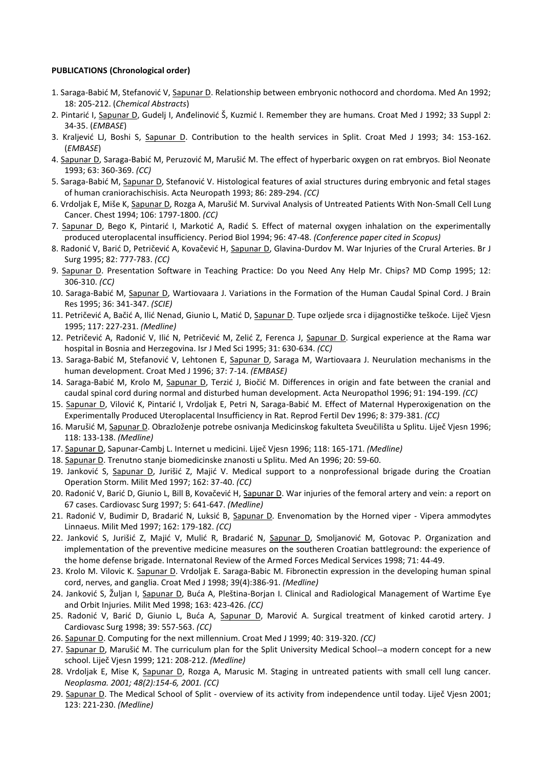**PUBLICATIONS (Chronological order)**

1. Saraga-Babić M, Stefanović V, Sapunar D. Relationship between embryonic nothocord and chordoma. Med An 1992; 18: 205-212. (*Chemical Abstracts*)
2. Pintarić I, Sapunar D, Gudelj I, Anđelinović Š, Kuzmić I. Remember they are humans. Croat Med J 1992; 33 Suppl 2: 34-35. (*EMBASE*)
3. Kraljević LJ, Boshi S, Sapunar D. Contribution to the health services in Split. Croat Med J 1993; 34: 153-162. (*EMBASE*)
4. Sapunar D, Saraga-Babić M, Peruzović M, Marušić M. The effect of hyperbaric oxygen on rat embryos. Biol Neonate 1993; 63: 360-369. *(CC)*
5. Saraga-Babić M, Sapunar D, Stefanović V. Histological features of axial structures during embryonic and fetal stages of human craniorachischisis. Acta Neuropath 1993; 86: 289-294. *(CC)*
6. Vrdoljak E, Miše K, Sapunar D, Rozga A, Marušić M. Survival Analysis of Untreated Patients With Non-Small Cell Lung Cancer. Chest 1994; 106: 1797-1800. *(CC)*
7. Sapunar D, Bego K, Pintarić I, Markotić A, Radić S. Effect of maternal oxygen inhalation on the experimentally produced uteroplacental insufficiency. Period Biol 1994; 96: 47-48. *(Conference paper cited in Scopus)*
8. Radonić V, Barić D, Petričević A, Kovačević H, Sapunar D, Glavina-Durdov M. War Injuries of the Crural Arteries. Br J Surg 1995; 82: 777-783. *(CC)*
9. Sapunar D. Presentation Software in Teaching Practice: Do you Need Any Help Mr. Chips? MD Comp 1995; 12: 306-310. *(CC)*
10. Saraga-Babić M, Sapunar D, Wartiovaara J. Variations in the Formation of the Human Caudal Spinal Cord. J Brain Res 1995; 36: 341-347. *(SCIE)*
11. Petričević A, Bačić A, Ilić Nenad, Giunio L, Matić D, Sapunar D. Tupe ozljede srca i dijagnostičke teškoće. Liječ Vjesn 1995; 117: 227-231. *(Medline)*
12. Petričević A, Radonić V, Ilić N, Petričević M, Zelić Z, Ferenca J, Sapunar D. Surgical experience at the Rama war hospital in Bosnia and Herzegovina. Isr J Med Sci 1995; 31: 630-634. *(CC)*
13. Saraga-Babić M, Stefanović V, Lehtonen E, Sapunar D, Saraga M, Wartiovaara J. Neurulation mechanisms in the human development. Croat Med J 1996; 37: 7-14. *(EMBASE)*
14. Saraga-Babić M, Krolo M, Sapunar D, Terzić J, Biočić M. Differences in origin and fate between the cranial and caudal spinal cord during normal and disturbed human development. Acta Neuropathol 1996; 91: 194-199. *(CC)*
15. Sapunar D, Vilović K, Pintarić I, Vrdoljak E, Petri N, Saraga-Babić M. Effect of Maternal Hyperoxigenation on the Experimentally Produced Uteroplacental Insufficiency in Rat. Reprod Fertil Dev 1996; 8: 379-381. *(CC)*
16. Marušić M, Sapunar D. Obrazloženje potrebe osnivanja Medicinskog fakulteta Sveučilišta u Splitu. Liječ Vjesn 1996; 118: 133-138. *(Medline)*
17. Sapunar D, Sapunar-Cambj L. Internet u medicini. Liječ Vjesn 1996; 118: 165-171. *(Medline)*
18. Sapunar D. Trenutno stanje biomedicinske znanosti u Splitu. Med An 1996; 20: 59-60.
19. Janković S, Sapunar D, Jurišić Z, Majić V. Medical support to a nonprofessional brigade during the Croatian Operation Storm. Milit Med 1997; 162: 37-40. *(CC)*
20. Radonić V, Barić D, Giunio L, Bill B, Kovačević H, Sapunar D. War injuries of the femoral artery and vein: a report on 67 cases. Cardiovasc Surg 1997; 5: 641-647. *(Medline)*
21. Radonić V, Budimir D, Bradarić N, Luksić B, Sapunar D. Envenomation by the Horned viper - Vipera ammodytes Linnaeus. Milit Med 1997; 162: 179-182. *(CC)*
22. Janković S, Jurišić Z, Majić V, Mulić R, Bradarić N, Sapunar D, Smoljanović M, Gotovac P. Organization and implementation of the preventive medicine measures on the southeren Croatian battleground: the experience of the home defense brigade. Internatonal Review of the Armed Forces Medical Services 1998; 71: 44-49.
23. Krolo M. Vilovic K. Sapunar D. Vrdoljak E. Saraga-Babic M. Fibronectin expression in the developing human spinal cord, nerves, and ganglia. Croat Med J 1998; 39(4):386-91. *(Medline)*
24. Janković S, Žuljan I, Sapunar D, Buća A, Pleština-Borjan I. Clinical and Radiological Management of Wartime Eye and Orbit Injuries. Milit Med 1998; 163: 423-426. *(CC)*
25. Radonić V, Barić D, Giunio L, Buća A, Sapunar D, Marović A. Surgical treatment of kinked carotid artery. J Cardiovasc Surg 1998; 39: 557-563. *(CC)*
26. Sapunar D. Computing for the next millennium. Croat Med J 1999; 40: 319-320. *(CC)*
27. Sapunar D, Marušić M. The curriculum plan for the Split University Medical School--a modern concept for a new school. Liječ Vjesn 1999; 121: 208-212. *(Medline)*
28. Vrdoljak E, Mise K, Sapunar D, Rozga A, Marusic M. Staging in untreated patients with small cell lung cancer. *Neoplasma. 2001; 48(2):154-6, 2001. (CC)*
29. Sapunar D. The Medical School of Split - overview of its activity from independence until today. Liječ Vjesn 2001; 123: 221-230. *(Medline)*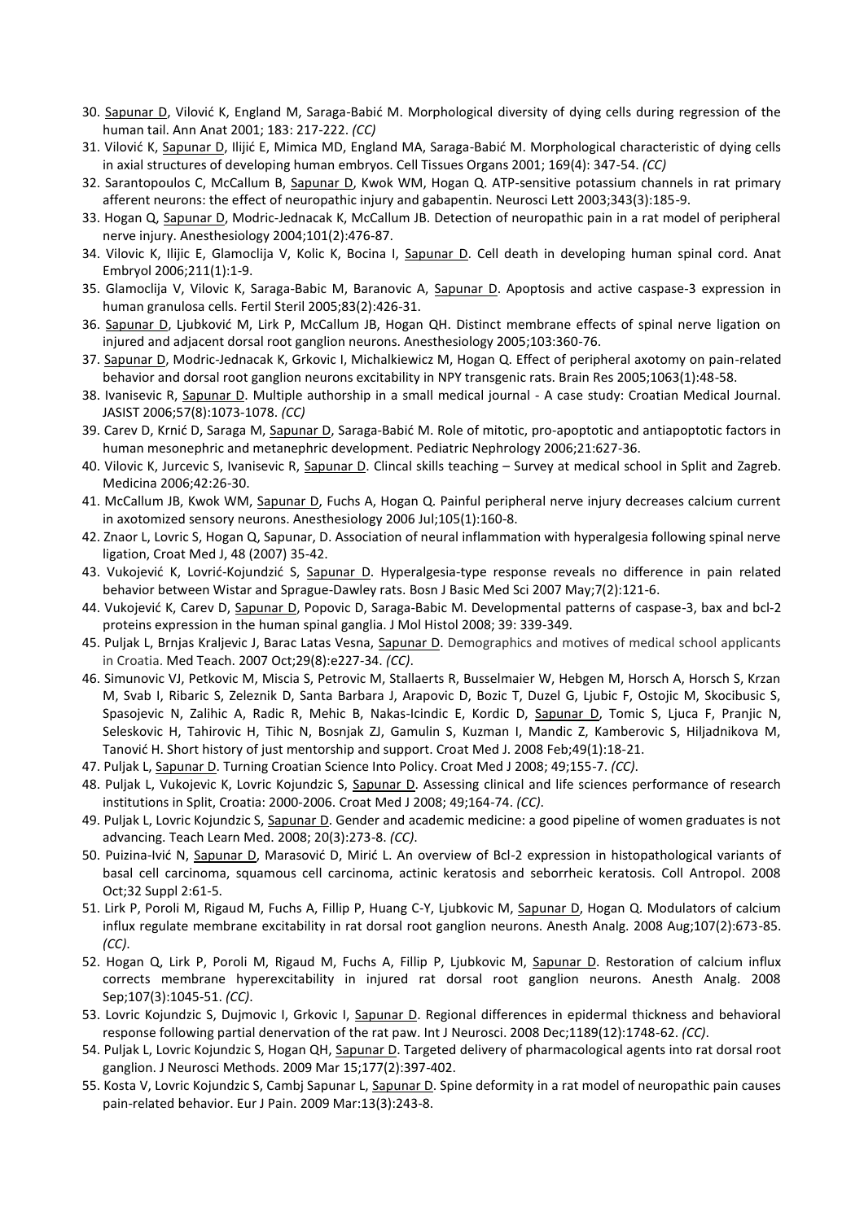30. Sapunar D, Vilović K, England M, Saraga-Babić M. Morphological diversity of dying cells during regression of the human tail. Ann Anat 2001; 183: 217-222. *(CC)*
31. Vilović K, Sapunar D, Ilijić E, Mimica MD, England MA, Saraga-Babić M. Morphological characteristic of dying cells in axial structures of developing human embryos. Cell Tissues Organs 2001; 169(4): 347-54. *(CC)*
32. Sarantopoulos C, McCallum B, Sapunar D, Kwok WM, Hogan Q. ATP-sensitive potassium channels in rat primary afferent neurons: the effect of neuropathic injury and gabapentin. Neurosci Lett 2003;343(3):185-9.
33. Hogan Q, Sapunar D, Modric-Jednacak K, McCallum JB. Detection of neuropathic pain in a rat model of peripheral nerve injury. Anesthesiology 2004;101(2):476-87.
34. Vilovic K, Ilijic E, Glamoclija V, Kolic K, Bocina I, Sapunar D. Cell death in developing human spinal cord. Anat Embryol 2006;211(1):1-9.
35. Glamoclija V, Vilovic K, Saraga-Babic M, Baranovic A, Sapunar D. Apoptosis and active caspase-3 expression in human granulosa cells. Fertil Steril 2005;83(2):426-31.
36. Sapunar D, Ljubković M, Lirk P, McCallum JB, Hogan QH. Distinct membrane effects of spinal nerve ligation on injured and adjacent dorsal root ganglion neurons. Anesthesiology 2005;103:360-76.
37. Sapunar D, Modric-Jednacak K, Grkovic I, Michalkiewicz M, Hogan Q. Effect of peripheral axotomy on pain-related behavior and dorsal root ganglion neurons excitability in NPY transgenic rats. Brain Res 2005;1063(1):48-58.
38. Ivanisevic R, Sapunar D. Multiple authorship in a small medical journal - A case study: Croatian Medical Journal. JASIST 2006;57(8):1073-1078. *(CC)*
39. Carev D, Krnić D, Saraga M, Sapunar D, Saraga-Babić M. Role of mitotic, pro-apoptotic and antiapoptotic factors in human mesonephric and metanephric development. Pediatric Nephrology 2006;21:627-36.
40. Vilovic K, Jurcevic S, Ivanisevic R, Sapunar D. Clincal skills teaching – Survey at medical school in Split and Zagreb. Medicina 2006;42:26-30.
41. McCallum JB, Kwok WM, Sapunar D, Fuchs A, Hogan Q. Painful peripheral nerve injury decreases calcium current in axotomized sensory neurons. Anesthesiology 2006 Jul;105(1):160-8.
42. Znaor L, Lovric S, Hogan Q, Sapunar, D. Association of neural inflammation with hyperalgesia following spinal nerve ligation, Croat Med J, 48 (2007) 35-42.
43. Vukojević K, Lovrić-Kojundzić S, Sapunar D. Hyperalgesia-type response reveals no difference in pain related behavior between Wistar and Sprague-Dawley rats. Bosn J Basic Med Sci 2007 May;7(2):121-6.
44. Vukojević K, Carev D, Sapunar D, Popovic D, Saraga-Babic M. Developmental patterns of caspase-3, bax and bcl-2 proteins expression in the human spinal ganglia. J Mol Histol 2008; 39: 339-349.
45. Puljak L, Brnjas Kraljevic J, Barac Latas Vesna, Sapunar D. Demographics and motives of medical school applicants in Croatia. Med Teach. 2007 Oct;29(8):e227-34. *(CC)*.
46. Simunovic VJ, Petkovic M, Miscia S, Petrovic M, Stallaerts R, Busselmaier W, Hebgen M, Horsch A, Horsch S, Krzan M, Svab I, Ribaric S, Zeleznik D, Santa Barbara J, Arapovic D, Bozic T, Duzel G, Ljubic F, Ostojic M, Skocibusic S, Spasojevic N, Zalihic A, Radic R, Mehic B, Nakas-Icindic E, Kordic D, Sapunar D, Tomic S, Ljuca F, Pranjic N, Seleskovic H, Tahirovic H, Tihic N, Bosnjak ZJ, Gamulin S, Kuzman I, Mandic Z, Kamberovic S, Hiljadnikova M, Tanović H. Short history of just mentorship and support. Croat Med J. 2008 Feb;49(1):18-21.
47. Puljak L, Sapunar D. Turning Croatian Science Into Policy. Croat Med J 2008; 49;155-7. *(CC)*.
48. Puljak L, Vukojevic K, Lovric Kojundzic S, Sapunar D. Assessing clinical and life sciences performance of research institutions in Split, Croatia: 2000-2006. Croat Med J 2008; 49;164-74. *(CC)*.
49. Puljak L, Lovric Kojundzic S, Sapunar D. Gender and academic medicine: a good pipeline of women graduates is not advancing. Teach Learn Med. 2008; 20(3):273-8. *(CC)*.
50. Puizina-Ivić N, Sapunar D, Marasović D, Mirić L. An overview of Bcl-2 expression in histopathological variants of basal cell carcinoma, squamous cell carcinoma, actinic keratosis and seborrheic keratosis. Coll Antropol. 2008 Oct;32 Suppl 2:61-5.
51. Lirk P, Poroli M, Rigaud M, Fuchs A, Fillip P, Huang C-Y, Ljubkovic M, Sapunar D, Hogan Q. Modulators of calcium influx regulate membrane excitability in rat dorsal root ganglion neurons. Anesth Analg. 2008 Aug;107(2):673-85. *(CC)*.
52. Hogan Q, Lirk P, Poroli M, Rigaud M, Fuchs A, Fillip P, Ljubkovic M, Sapunar D. Restoration of calcium influx corrects membrane hyperexcitability in injured rat dorsal root ganglion neurons. Anesth Analg. 2008 Sep;107(3):1045-51. *(CC)*.
53. Lovric Kojundzic S, Dujmovic I, Grkovic I, Sapunar D. Regional differences in epidermal thickness and behavioral response following partial denervation of the rat paw. Int J Neurosci. 2008 Dec;1189(12):1748-62. *(CC)*.
54. Puljak L, Lovric Kojundzic S, Hogan QH, Sapunar D. Targeted delivery of pharmacological agents into rat dorsal root ganglion. J Neurosci Methods. 2009 Mar 15;177(2):397-402.
55. Kosta V, Lovric Kojundzic S, Cambj Sapunar L, Sapunar D. Spine deformity in a rat model of neuropathic pain causes pain-related behavior. Eur J Pain. 2009 Mar:13(3):243-8.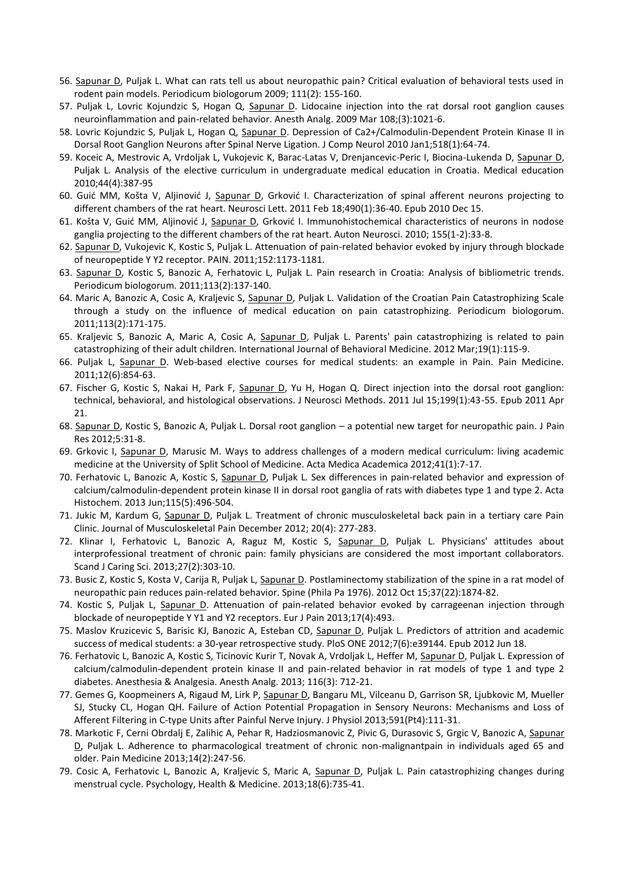56. Sapunar D, Puljak L. What can rats tell us about neuropathic pain? Critical evaluation of behavioral tests used in rodent pain models. Periodicum biologorum 2009; 111(2): 155-160.
57. Puljak L, Lovric Kojundzic S, Hogan Q, Sapunar D. Lidocaine injection into the rat dorsal root ganglion causes neuroinflammation and pain-related behavior. Anesth Analg. 2009 Mar 108;(3):1021-6.
58. Lovric Kojundzic S, Puljak L, Hogan Q, Sapunar D. Depression of Ca2+/Calmodulin-Dependent Protein Kinase II in Dorsal Root Ganglion Neurons after Spinal Nerve Ligation. J Comp Neurol 2010 Jan1;518(1):64-74.
59. Koceic A, Mestrovic A, Vrdoljak L, Vukojevic K, Barac-Latas V, Drenjancevic-Peric I, Biocina-Lukenda D, Sapunar D, Puljak L. Analysis of the elective curriculum in undergraduate medical education in Croatia. Medical education 2010;44(4):387-95
60. Guić MM, Košta V, Aljinović J, Sapunar D, Grković I. Characterization of spinal afferent neurons projecting to different chambers of the rat heart. Neurosci Lett. 2011 Feb 18;490(1):36-40. Epub 2010 Dec 15.
61. Košta V, Guić MM, Aljinović J, Sapunar D, Grković I. Immunohistochemical characteristics of neurons in nodose ganglia projecting to the different chambers of the rat heart. Auton Neurosci. 2010; 155(1-2):33-8.
62. Sapunar D, Vukojevic K, Kostic S, Puljak L. Attenuation of pain-related behavior evoked by injury through blockade of neuropeptide Y Y2 receptor. PAIN. 2011;152:1173-1181.
63. Sapunar D, Kostic S, Banozic A, Ferhatovic L, Puljak L. Pain research in Croatia: Analysis of bibliometric trends. Periodicum biologorum. 2011;113(2):137-140.
64. Maric A, Banozic A, Cosic A, Kraljevic S, Sapunar D, Puljak L. Validation of the Croatian Pain Catastrophizing Scale through a study on the influence of medical education on pain catastrophizing. Periodicum biologorum. 2011;113(2):171-175.
65. Kraljevic S, Banozic A, Maric A, Cosic A, Sapunar D, Puljak L. Parents' pain catastrophizing is related to pain catastrophizing of their adult children. International Journal of Behavioral Medicine. 2012 Mar;19(1):115-9.
66. Puljak L, Sapunar D. Web-based elective courses for medical students: an example in Pain. Pain Medicine. 2011;12(6):854-63.
67. Fischer G, Kostic S, Nakai H, Park F, Sapunar D, Yu H, Hogan Q. Direct injection into the dorsal root ganglion: technical, behavioral, and histological observations. J Neurosci Methods. 2011 Jul 15;199(1):43-55. Epub 2011 Apr 21.
68. Sapunar D, Kostic S, Banozic A, Puljak L. Dorsal root ganglion – a potential new target for neuropathic pain. J Pain Res 2012;5:31-8.
69. Grkovic I, Sapunar D, Marusic M. Ways to address challenges of a modern medical curriculum: living academic medicine at the University of Split School of Medicine. Acta Medica Academica 2012;41(1):7-17.
70. Ferhatovic L, Banozic A, Kostic S, Sapunar D, Puljak L. Sex differences in pain-related behavior and expression of calcium/calmodulin-dependent protein kinase II in dorsal root ganglia of rats with diabetes type 1 and type 2. Acta Histochem. 2013 Jun;115(5):496-504.
71. Jukic M, Kardum G, Sapunar D, Puljak L. Treatment of chronic musculoskeletal back pain in a tertiary care Pain Clinic. Journal of Musculoskeletal Pain December 2012; 20(4): 277-283.
72. Klinar I, Ferhatovic L, Banozic A, Raguz M, Kostic S, Sapunar D, Puljak L. Physicians' attitudes about interprofessional treatment of chronic pain: family physicians are considered the most important collaborators. Scand J Caring Sci. 2013;27(2):303-10.
73. Busic Z, Kostic S, Kosta V, Carija R, Puljak L, Sapunar D. Postlaminectomy stabilization of the spine in a rat model of neuropathic pain reduces pain-related behavior. Spine (Phila Pa 1976). 2012 Oct 15;37(22):1874-82.
74. Kostic S, Puljak L, Sapunar D. Attenuation of pain-related behavior evoked by carrageenan injection through blockade of neuropeptide Y Y1 and Y2 receptors. Eur J Pain 2013;17(4):493.
75. Maslov Kruzicevic S, Barisic KJ, Banozic A, Esteban CD, Sapunar D, Puljak L. Predictors of attrition and academic success of medical students: a 30-year retrospective study. PloS ONE 2012;7(6):e39144. Epub 2012 Jun 18.
76. Ferhatovic L, Banozic A, Kostic S, Ticinovic Kurir T, Novak A, Vrdoljak L, Heffer M, Sapunar D, Puljak L. Expression of calcium/calmodulin-dependent protein kinase II and pain-related behavior in rat models of type 1 and type 2 diabetes. Anesthesia & Analgesia. Anesth Analg. 2013; 116(3): 712-21.
77. Gemes G, Koopmeiners A, Rigaud M, Lirk P, Sapunar D, Bangaru ML, Vilceanu D, Garrison SR, Ljubkovic M, Mueller SJ, Stucky CL, Hogan QH. Failure of Action Potential Propagation in Sensory Neurons: Mechanisms and Loss of Afferent Filtering in C-type Units after Painful Nerve Injury. J Physiol 2013;591(Pt4):111-31.
78. Markotic F, Cerni Obrdalj E, Zalihic A, Pehar R, Hadziosmanovic Z, Pivic G, Durasovic S, Grgic V, Banozic A, Sapunar D, Puljak L. Adherence to pharmacological treatment of chronic non-malignantpain in individuals aged 65 and older. Pain Medicine 2013;14(2):247-56.
79. Cosic A, Ferhatovic L, Banozic A, Kraljevic S, Maric A, Sapunar D, Puljak L. Pain catastrophizing changes during menstrual cycle. Psychology, Health & Medicine. 2013;18(6):735-41.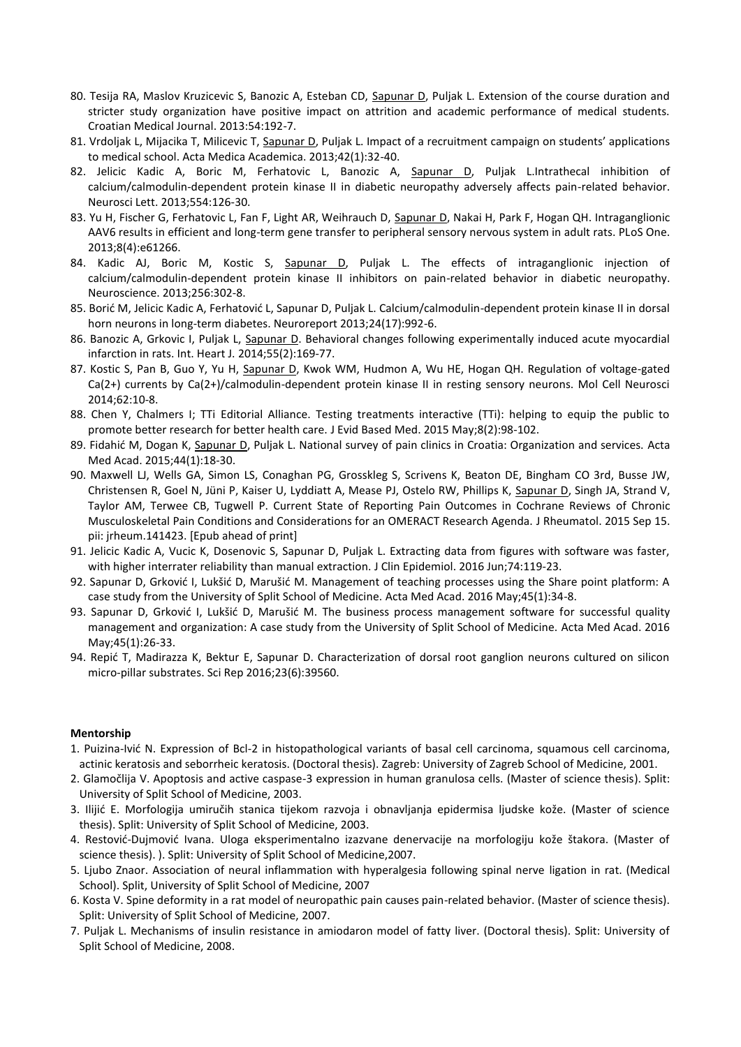80. Tesija RA, Maslov Kruzicevic S, Banozic A, Esteban CD, Sapunar D, Puljak L. Extension of the course duration and stricter study organization have positive impact on attrition and academic performance of medical students. Croatian Medical Journal. 2013:54:192-7.
81. Vrdoljak L, Mijacika T, Milicevic T, Sapunar D, Puljak L. Impact of a recruitment campaign on students' applications to medical school. Acta Medica Academica. 2013;42(1):32-40.
82. Jelicic Kadic A, Boric M, Ferhatovic L, Banozic A, Sapunar D, Puljak L.Intrathecal inhibition of calcium/calmodulin-dependent protein kinase II in diabetic neuropathy adversely affects pain-related behavior. Neurosci Lett. 2013;554:126-30.
83. Yu H, Fischer G, Ferhatovic L, Fan F, Light AR, Weihrauch D, Sapunar D, Nakai H, Park F, Hogan QH. Intraganglionic AAV6 results in efficient and long-term gene transfer to peripheral sensory nervous system in adult rats. PLoS One. 2013;8(4):e61266.
84. Kadic AJ, Boric M, Kostic S, Sapunar D, Puljak L. The effects of intraganglionic injection of calcium/calmodulin-dependent protein kinase II inhibitors on pain-related behavior in diabetic neuropathy. Neuroscience. 2013;256:302-8.
85. Borić M, Jelicic Kadic A, Ferhatović L, Sapunar D, Puljak L. Calcium/calmodulin-dependent protein kinase II in dorsal horn neurons in long-term diabetes. Neuroreport 2013;24(17):992-6.
86. Banozic A, Grkovic I, Puljak L, Sapunar D. Behavioral changes following experimentally induced acute myocardial infarction in rats. Int. Heart J. 2014;55(2):169-77.
87. Kostic S, Pan B, Guo Y, Yu H, Sapunar D, Kwok WM, Hudmon A, Wu HE, Hogan QH. Regulation of voltage-gated Ca(2+) currents by Ca(2+)/calmodulin-dependent protein kinase II in resting sensory neurons. Mol Cell Neurosci 2014;62:10-8.
88. Chen Y, Chalmers I; TTi Editorial Alliance. Testing treatments interactive (TTi): helping to equip the public to promote better research for better health care. J Evid Based Med. 2015 May;8(2):98-102.
89. Fidahić M, Dogan K, Sapunar D, Puljak L. National survey of pain clinics in Croatia: Organization and services. Acta Med Acad. 2015;44(1):18-30.
90. Maxwell LJ, Wells GA, Simon LS, Conaghan PG, Grosskleg S, Scrivens K, Beaton DE, Bingham CO 3rd, Busse JW, Christensen R, Goel N, Jüni P, Kaiser U, Lyddiatt A, Mease PJ, Ostelo RW, Phillips K, Sapunar D, Singh JA, Strand V, Taylor AM, Terwee CB, Tugwell P. Current State of Reporting Pain Outcomes in Cochrane Reviews of Chronic Musculoskeletal Pain Conditions and Considerations for an OMERACT Research Agenda. J Rheumatol. 2015 Sep 15. pii: jrheum.141423. [Epub ahead of print]
91. Jelicic Kadic A, Vucic K, Dosenovic S, Sapunar D, Puljak L. Extracting data from figures with software was faster, with higher interrater reliability than manual extraction. J Clin Epidemiol. 2016 Jun;74:119-23.
92. Sapunar D, Grković I, Lukšić D, Marušić M. Management of teaching processes using the Share point platform: A case study from the University of Split School of Medicine. Acta Med Acad. 2016 May;45(1):34-8.
93. Sapunar D, Grković I, Lukšić D, Marušić M. The business process management software for successful quality management and organization: A case study from the University of Split School of Medicine. Acta Med Acad. 2016 May;45(1):26-33.
94. Repić T, Madirazza K, Bektur E, Sapunar D. Characterization of dorsal root ganglion neurons cultured on silicon micro-pillar substrates. Sci Rep 2016;23(6):39560.

**Mentorship**

1. Puizina-Ivić N. Expression of Bcl-2 in histopathological variants of basal cell carcinoma, squamous cell carcinoma, actinic keratosis and seborrheic keratosis. (Doctoral thesis). Zagreb: University of Zagreb School of Medicine, 2001.
2. Glamočlija V. Apoptosis and active caspase-3 expression in human granulosa cells. (Master of science thesis). Split: University of Split School of Medicine, 2003.
3. Ilijić E. Morfologija umiručih stanica tijekom razvoja i obnavljanja epidermisa ljudske kože. (Master of science thesis). Split: University of Split School of Medicine, 2003.
4. Restović-Dujmović Ivana. Uloga eksperimentalno izazvane denervacije na morfologiju kože štakora. (Master of science thesis). ). Split: University of Split School of Medicine,2007.
5. Ljubo Znaor. Association of neural inflammation with hyperalgesia following spinal nerve ligation in rat. (Medical School). Split, University of Split School of Medicine, 2007
6. Kosta V. Spine deformity in a rat model of neuropathic pain causes pain-related behavior. (Master of science thesis). Split: University of Split School of Medicine, 2007.
7. Puljak L. Mechanisms of insulin resistance in amiodaron model of fatty liver. (Doctoral thesis). Split: University of Split School of Medicine, 2008.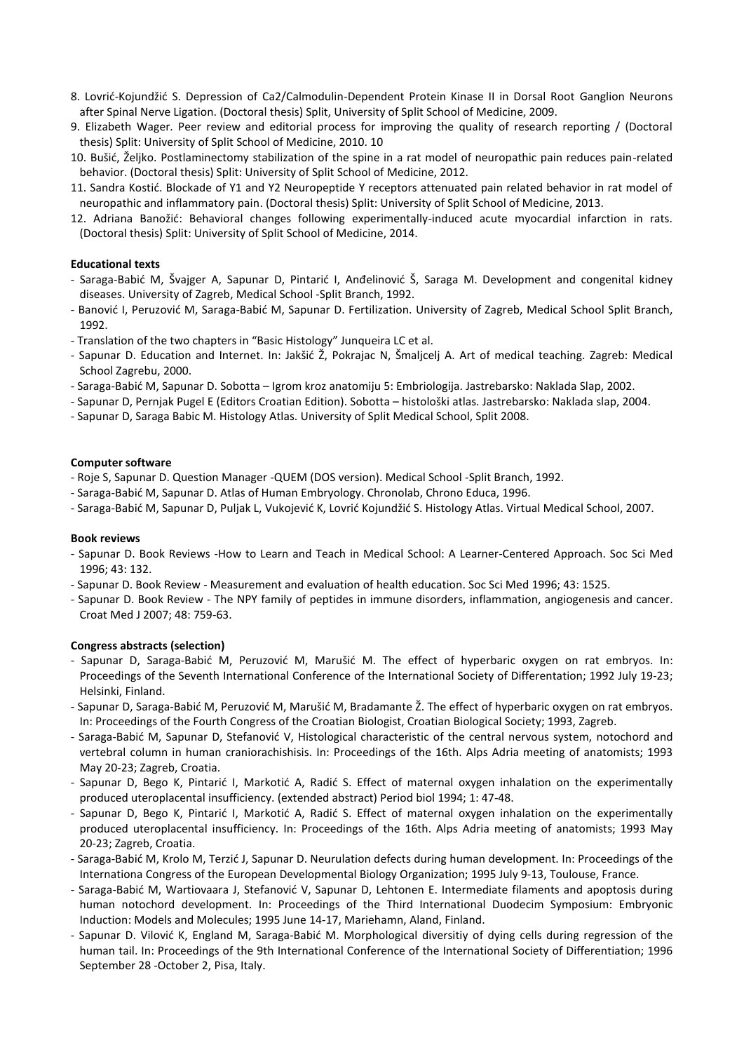8. Lovrić-Kojundžić S. Depression of Ca2/Calmodulin-Dependent Protein Kinase II in Dorsal Root Ganglion Neurons after Spinal Nerve Ligation. (Doctoral thesis) Split, University of Split School of Medicine, 2009.
9. Elizabeth Wager. Peer review and editorial process for improving the quality of research reporting / (Doctoral thesis) Split: University of Split School of Medicine, 2010. 10
10. Bušić, Željko. Postlaminectomy stabilization of the spine in a rat model of neuropathic pain reduces pain-related behavior. (Doctoral thesis) Split: University of Split School of Medicine, 2012.
11. Sandra Kostić. Blockade of Y1 and Y2 Neuropeptide Y receptors attenuated pain related behavior in rat model of neuropathic and inflammatory pain. (Doctoral thesis) Split: University of Split School of Medicine, 2013.
12. Adriana Banožić: Behavioral changes following experimentally-induced acute myocardial infarction in rats. (Doctoral thesis) Split: University of Split School of Medicine, 2014.

**Educational texts**

- Saraga-Babić M, Švajger A, Sapunar D, Pintarić I, Anđelinović Š, Saraga M. Development and congenital kidney diseases. University of Zagreb, Medical School -Split Branch, 1992.
- Banović I, Peruzović M, Saraga-Babić M, Sapunar D. Fertilization. University of Zagreb, Medical School Split Branch, 1992.
- Translation of the two chapters in "Basic Histology" Junqueira LC et al.
- Sapunar D. Education and Internet. In: Jakšić Ž, Pokrajac N, Šmaljcelj A. Art of medical teaching. Zagreb: Medical School Zagrebu, 2000.
- Saraga-Babić M, Sapunar D. Sobotta – Igrom kroz anatomiju 5: Embriologija. Jastrebarsko: Naklada Slap, 2002.
- Sapunar D, Pernjak Pugel E (Editors Croatian Edition). Sobotta – histološki atlas. Jastrebarsko: Naklada slap, 2004.
- Sapunar D, Saraga Babic M. Histology Atlas. University of Split Medical School, Split 2008.

**Computer software**

- Roje S, Sapunar D. Question Manager -QUEM (DOS version). Medical School -Split Branch, 1992.
- Saraga-Babić M, Sapunar D. Atlas of Human Embryology. Chronolab, Chrono Educa, 1996.
- Saraga-Babić M, Sapunar D, Puljak L, Vukojević K, Lovrić Kojundžić S. Histology Atlas. Virtual Medical School, 2007.

**Book reviews**

- Sapunar D. Book Reviews -How to Learn and Teach in Medical School: A Learner-Centered Approach. Soc Sci Med 1996; 43: 132.
- Sapunar D. Book Review - Measurement and evaluation of health education. Soc Sci Med 1996; 43: 1525.
- Sapunar D. Book Review - The NPY family of peptides in immune disorders, inflammation, angiogenesis and cancer. Croat Med J 2007; 48: 759-63.

**Congress abstracts (selection)**

- Sapunar D, Saraga-Babić M, Peruzović M, Marušić M. The effect of hyperbaric oxygen on rat embryos. In: Proceedings of the Seventh International Conference of the International Society of Differentation; 1992 July 19-23; Helsinki, Finland.
- Sapunar D, Saraga-Babić M, Peruzović M, Marušić M, Bradamante Ž. The effect of hyperbaric oxygen on rat embryos. In: Proceedings of the Fourth Congress of the Croatian Biologist, Croatian Biological Society; 1993, Zagreb.
- Saraga-Babić M, Sapunar D, Stefanović V, Histological characteristic of the central nervous system, notochord and vertebral column in human craniorachishisis. In: Proceedings of the 16th. Alps Adria meeting of anatomists; 1993 May 20-23; Zagreb, Croatia.
- Sapunar D, Bego K, Pintarić I, Markotić A, Radić S. Effect of maternal oxygen inhalation on the experimentally produced uteroplacental insufficiency. (extended abstract) Period biol 1994; 1: 47-48.
- Sapunar D, Bego K, Pintarić I, Markotić A, Radić S. Effect of maternal oxygen inhalation on the experimentally produced uteroplacental insufficiency. In: Proceedings of the 16th. Alps Adria meeting of anatomists; 1993 May 20-23; Zagreb, Croatia.
- Saraga-Babić M, Krolo M, Terzić J, Sapunar D. Neurulation defects during human development. In: Proceedings of the Internationa Congress of the European Developmental Biology Organization; 1995 July 9-13, Toulouse, France.
- Saraga-Babić M, Wartiovaara J, Stefanović V, Sapunar D, Lehtonen E. Intermediate filaments and apoptosis during human notochord development. In: Proceedings of the Third International Duodecim Symposium: Embryonic Induction: Models and Molecules; 1995 June 14-17, Mariehamn, Aland, Finland.
- Sapunar D. Vilović K, England M, Saraga-Babić M. Morphological diversitiy of dying cells during regression of the human tail. In: Proceedings of the 9th International Conference of the International Society of Differentiation; 1996 September 28 -October 2, Pisa, Italy.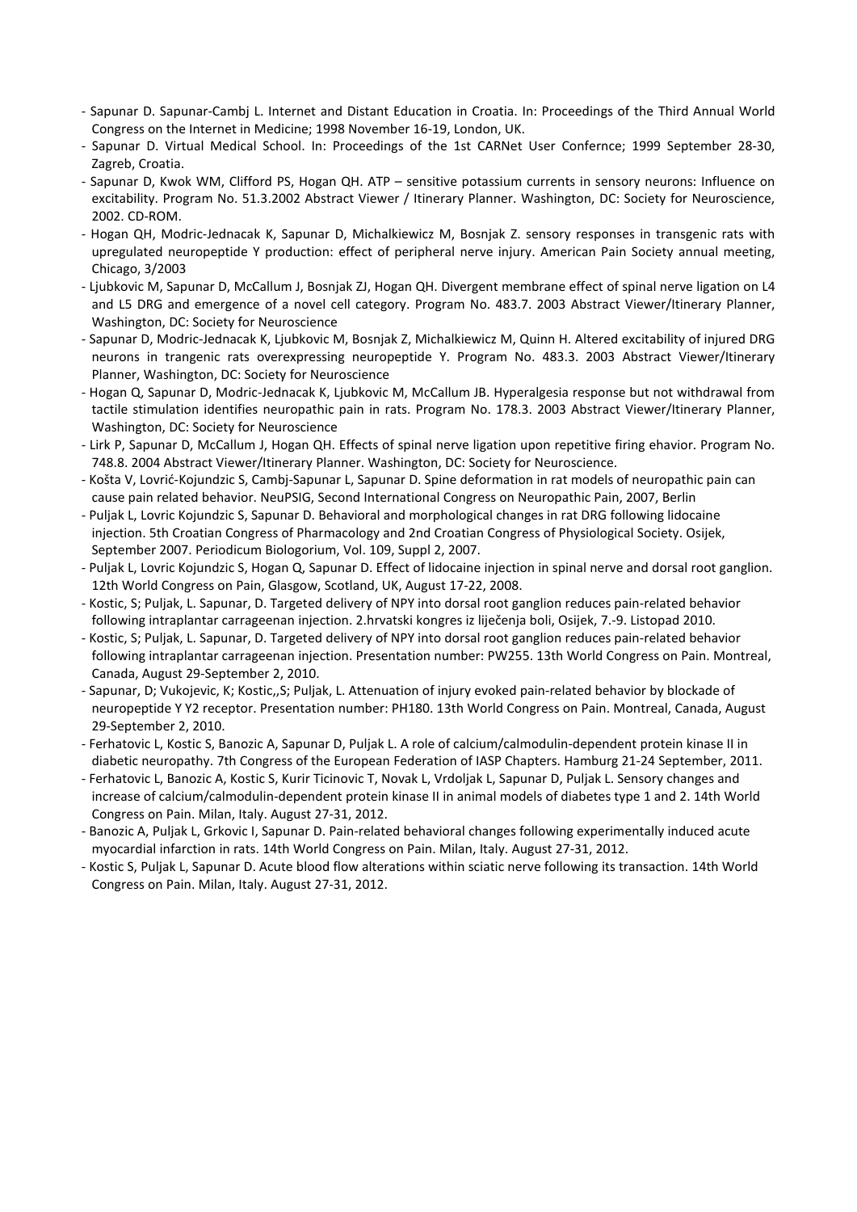- Sapunar D. Sapunar-Cambj L. Internet and Distant Education in Croatia. In: Proceedings of the Third Annual World Congress on the Internet in Medicine; 1998 November 16-19, London, UK.
- Sapunar D. Virtual Medical School. In: Proceedings of the 1st CARNet User Confernce; 1999 September 28-30, Zagreb, Croatia.
- Sapunar D, Kwok WM, Clifford PS, Hogan QH. ATP – sensitive potassium currents in sensory neurons: Influence on excitability. Program No. 51.3.2002 Abstract Viewer / Itinerary Planner. Washington, DC: Society for Neuroscience, 2002. CD-ROM.
- Hogan QH, Modric-Jednacak K, Sapunar D, Michalkiewicz M, Bosnjak Z. sensory responses in transgenic rats with upregulated neuropeptide Y production: effect of peripheral nerve injury. American Pain Society annual meeting, Chicago, 3/2003
- Ljubkovic M, Sapunar D, McCallum J, Bosnjak ZJ, Hogan QH. Divergent membrane effect of spinal nerve ligation on L4 and L5 DRG and emergence of a novel cell category. Program No. 483.7. 2003 Abstract Viewer/Itinerary Planner, Washington, DC: Society for Neuroscience
- Sapunar D, Modric-Jednacak K, Ljubkovic M, Bosnjak Z, Michalkiewicz M, Quinn H. Altered excitability of injured DRG neurons in trangenic rats overexpressing neuropeptide Y. Program No. 483.3. 2003 Abstract Viewer/Itinerary Planner, Washington, DC: Society for Neuroscience
- Hogan Q, Sapunar D, Modric-Jednacak K, Ljubkovic M, McCallum JB. Hyperalgesia response but not withdrawal from tactile stimulation identifies neuropathic pain in rats. Program No. 178.3. 2003 Abstract Viewer/Itinerary Planner, Washington, DC: Society for Neuroscience
- Lirk P, Sapunar D, McCallum J, Hogan QH. Effects of spinal nerve ligation upon repetitive firing ehavior. Program No. 748.8. 2004 Abstract Viewer/Itinerary Planner. Washington, DC: Society for Neuroscience.
- Košta V, Lovrić-Kojundzic S, Cambj-Sapunar L, Sapunar D. Spine deformation in rat models of neuropathic pain can cause pain related behavior. NeuPSIG, Second International Congress on Neuropathic Pain, 2007, Berlin
- Puljak L, Lovric Kojundzic S, Sapunar D. Behavioral and morphological changes in rat DRG following lidocaine injection. 5th Croatian Congress of Pharmacology and 2nd Croatian Congress of Physiological Society. Osijek, September 2007. Periodicum Biologorium, Vol. 109, Suppl 2, 2007.
- Puljak L, Lovric Kojundzic S, Hogan Q, Sapunar D. Effect of lidocaine injection in spinal nerve and dorsal root ganglion. 12th World Congress on Pain, Glasgow, Scotland, UK, August 17-22, 2008.
- Kostic, S; Puljak, L. Sapunar, D. Targeted delivery of NPY into dorsal root ganglion reduces pain-related behavior following intraplantar carrageenan injection. 2.hrvatski kongres iz liječenja boli, Osijek, 7.-9. Listopad 2010.
- Kostic, S; Puljak, L. Sapunar, D. Targeted delivery of NPY into dorsal root ganglion reduces pain-related behavior following intraplantar carrageenan injection. Presentation number: PW255. 13th World Congress on Pain. Montreal, Canada, August 29-September 2, 2010.
- Sapunar, D; Vukojevic, K; Kostic,,S; Puljak, L. Attenuation of injury evoked pain-related behavior by blockade of neuropeptide Y Y2 receptor. Presentation number: PH180. 13th World Congress on Pain. Montreal, Canada, August 29-September 2, 2010.
- Ferhatovic L, Kostic S, Banozic A, Sapunar D, Puljak L. A role of calcium/calmodulin-dependent protein kinase II in diabetic neuropathy. 7th Congress of the European Federation of IASP Chapters. Hamburg 21-24 September, 2011.
- Ferhatovic L, Banozic A, Kostic S, Kurir Ticinovic T, Novak L, Vrdoljak L, Sapunar D, Puljak L. Sensory changes and increase of calcium/calmodulin-dependent protein kinase II in animal models of diabetes type 1 and 2. 14th World Congress on Pain. Milan, Italy. August 27-31, 2012.
- Banozic A, Puljak L, Grkovic I, Sapunar D. Pain-related behavioral changes following experimentally induced acute myocardial infarction in rats. 14th World Congress on Pain. Milan, Italy. August 27-31, 2012.
- Kostic S, Puljak L, Sapunar D. Acute blood flow alterations within sciatic nerve following its transaction. 14th World Congress on Pain. Milan, Italy. August 27-31, 2012.